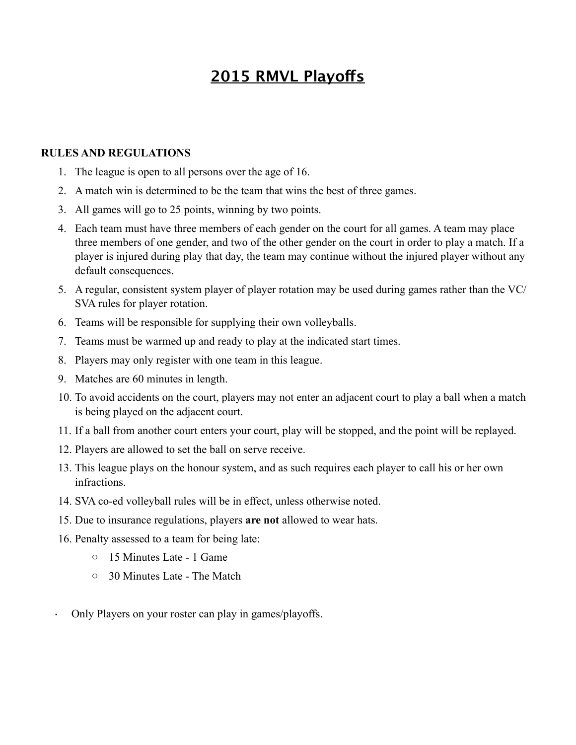# 2015 RMVL Playoffs

**RULES AND REGULATIONS**

1. The league is open to all persons over the age of 16.
2. A match win is determined to be the team that wins the best of three games.
3. All games will go to 25 points, winning by two points.
4. Each team must have three members of each gender on the court for all games. A team may place three members of one gender, and two of the other gender on the court in order to play a match. If a player is injured during play that day, the team may continue without the injured player without any default consequences.
5. A regular, consistent system player of player rotation may be used during games rather than the VC/SVA rules for player rotation.
6. Teams will be responsible for supplying their own volleyballs.
7. Teams must be warmed up and ready to play at the indicated start times.
8. Players may only register with one team in this league.
9. Matches are 60 minutes in length.
10. To avoid accidents on the court, players may not enter an adjacent court to play a ball when a match is being played on the adjacent court.
11. If a ball from another court enters your court, play will be stopped, and the point will be replayed.
12. Players are allowed to set the ball on serve receive.
13. This league plays on the honour system, and as such requires each player to call his or her own infractions.
14. SVA co-ed volleyball rules will be in effect, unless otherwise noted.
15. Due to insurance regulations, players **are not** allowed to wear hats.
16. Penalty assessed to a team for being late:
    - 15 Minutes Late - 1 Game
    - 30 Minutes Late - The Match

- Only Players on your roster can play in games/playoffs.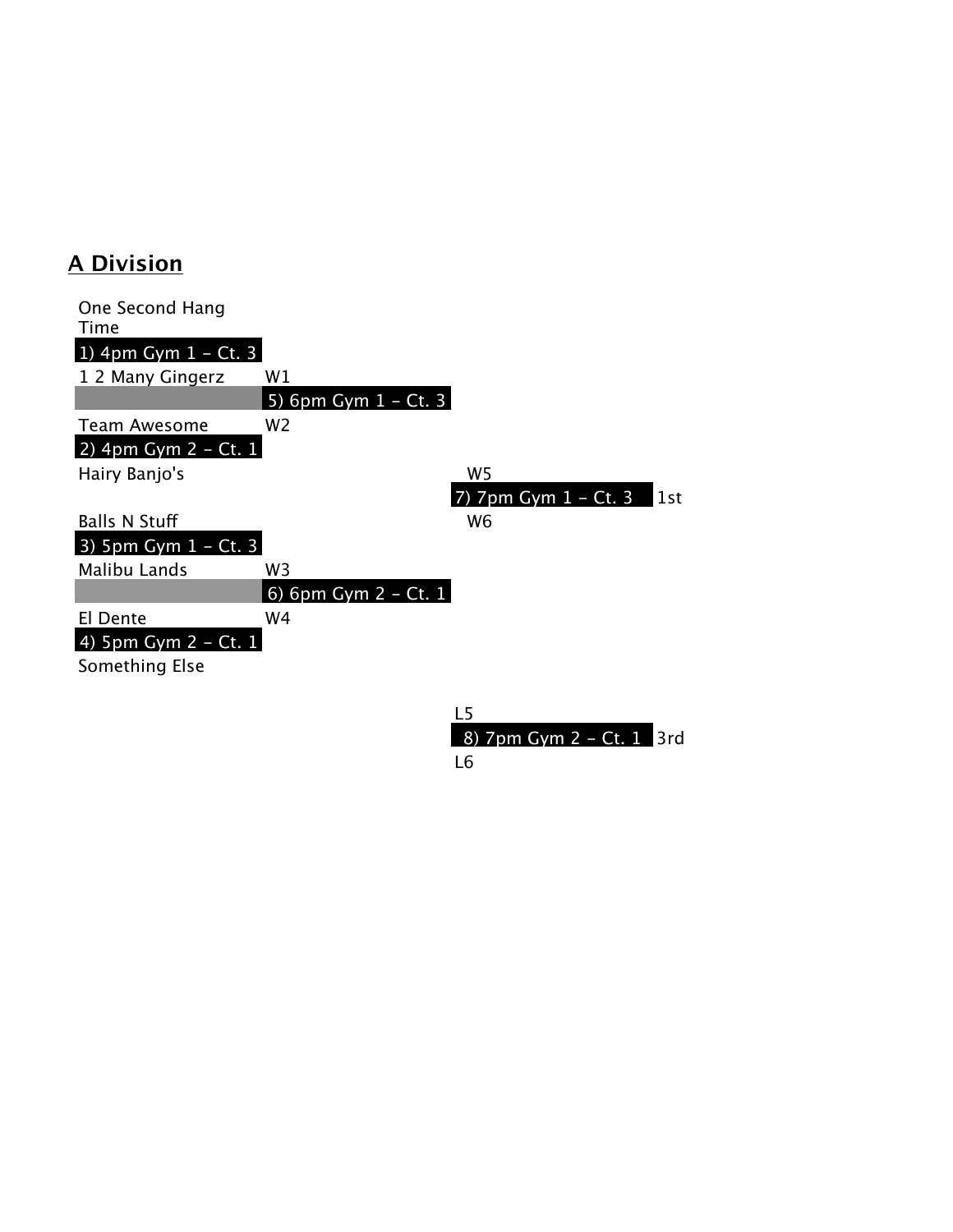## A Division

One Second Hang Time

1) 4pm Gym 1 - Ct. 3

1 2 Many Gingerz

W1

5) 6pm Gym 1 - Ct. 3

Team Awesome

W2

2) 4pm Gym 2 - Ct. 1

Hairy Banjo's

W5

7) 7pm Gym 1 - Ct. 3 1st

Balls N Stuff

W6

3) 5pm Gym 1 - Ct. 3

Malibu Lands

W3

6) 6pm Gym 2 - Ct. 1

El Dente

W4

4) 5pm Gym 2 - Ct. 1

Something Else

L5

8) 7pm Gym 2 - Ct. 1 3rd

L6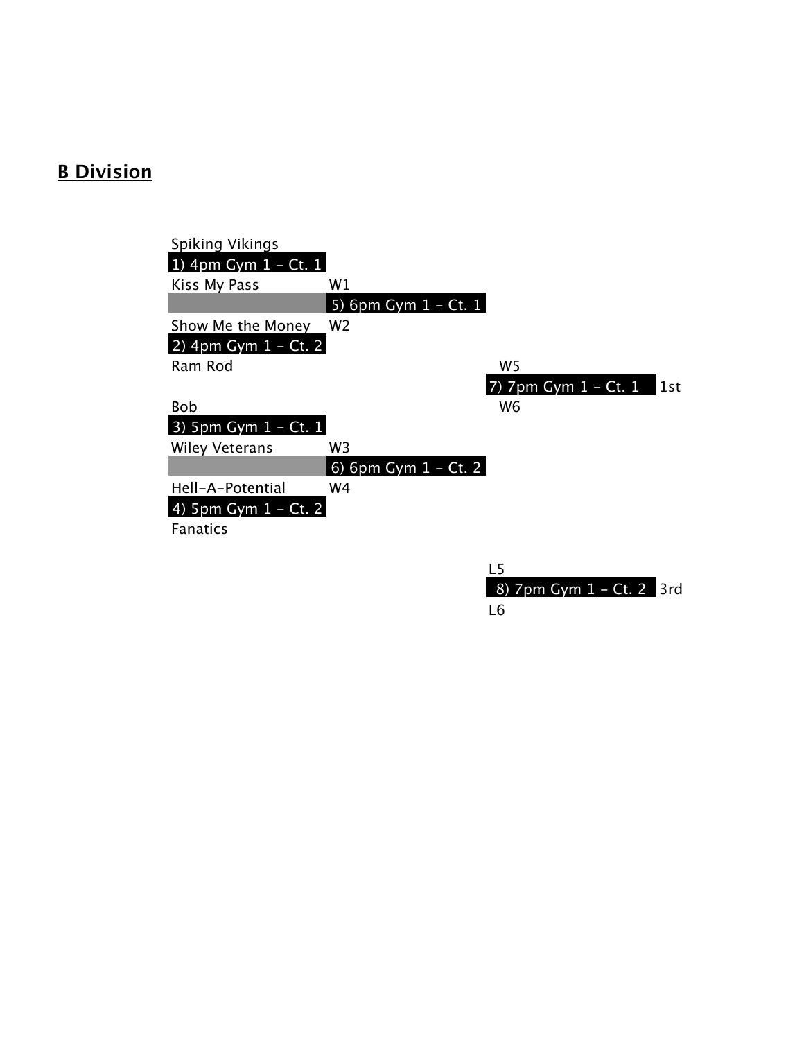## B Division

Spiking Vikings
1) 4pm Gym 1 - Ct. 1
Kiss My Pass

W1
5) 6pm Gym 1 - Ct. 1
W2

Show Me the Money
2) 4pm Gym 1 - Ct. 2
Ram Rod

W5
7) 7pm Gym 1 - Ct. 1 1st
W6

Bob
3) 5pm Gym 1 - Ct. 1
Wiley Veterans

W3
6) 6pm Gym 1 - Ct. 2
W4

Hell-A-Potential
4) 5pm Gym 1 - Ct. 2
Fanatics

L5
8) 7pm Gym 1 - Ct. 2 3rd
L6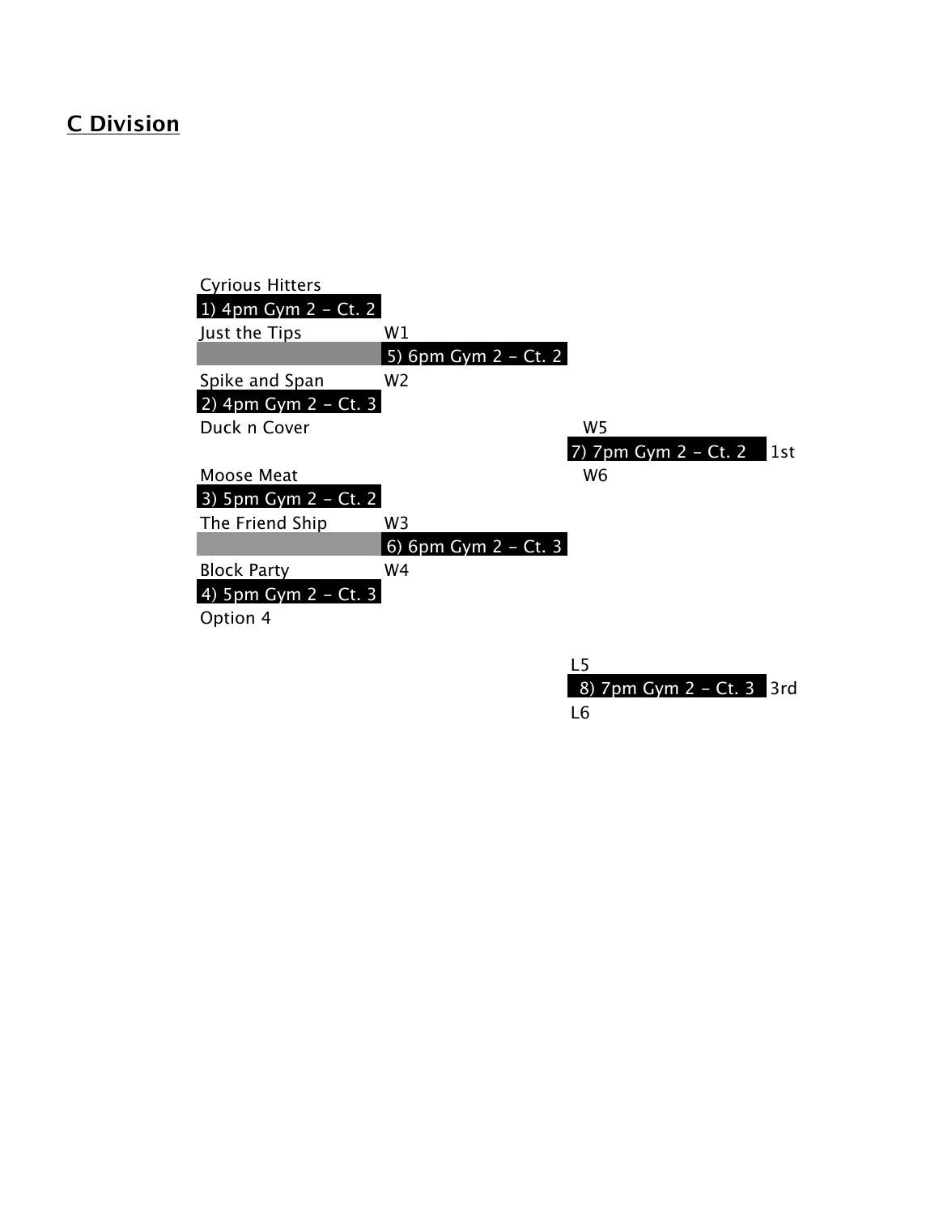## C Division

Cyrious Hitters

1) 4pm Gym 2 - Ct. 2

Just the Tips

W1

5) 6pm Gym 2 - Ct. 2

W2

Spike and Span

2) 4pm Gym 2 - Ct. 3

Duck n Cover

W5

7) 7pm Gym 2 - Ct. 2 1st

W6

Moose Meat

3) 5pm Gym 2 - Ct. 2

The Friend Ship

W3

6) 6pm Gym 2 - Ct. 3

W4

Block Party

4) 5pm Gym 2 - Ct. 3

Option 4

L5

8) 7pm Gym 2 - Ct. 3 3rd

L6